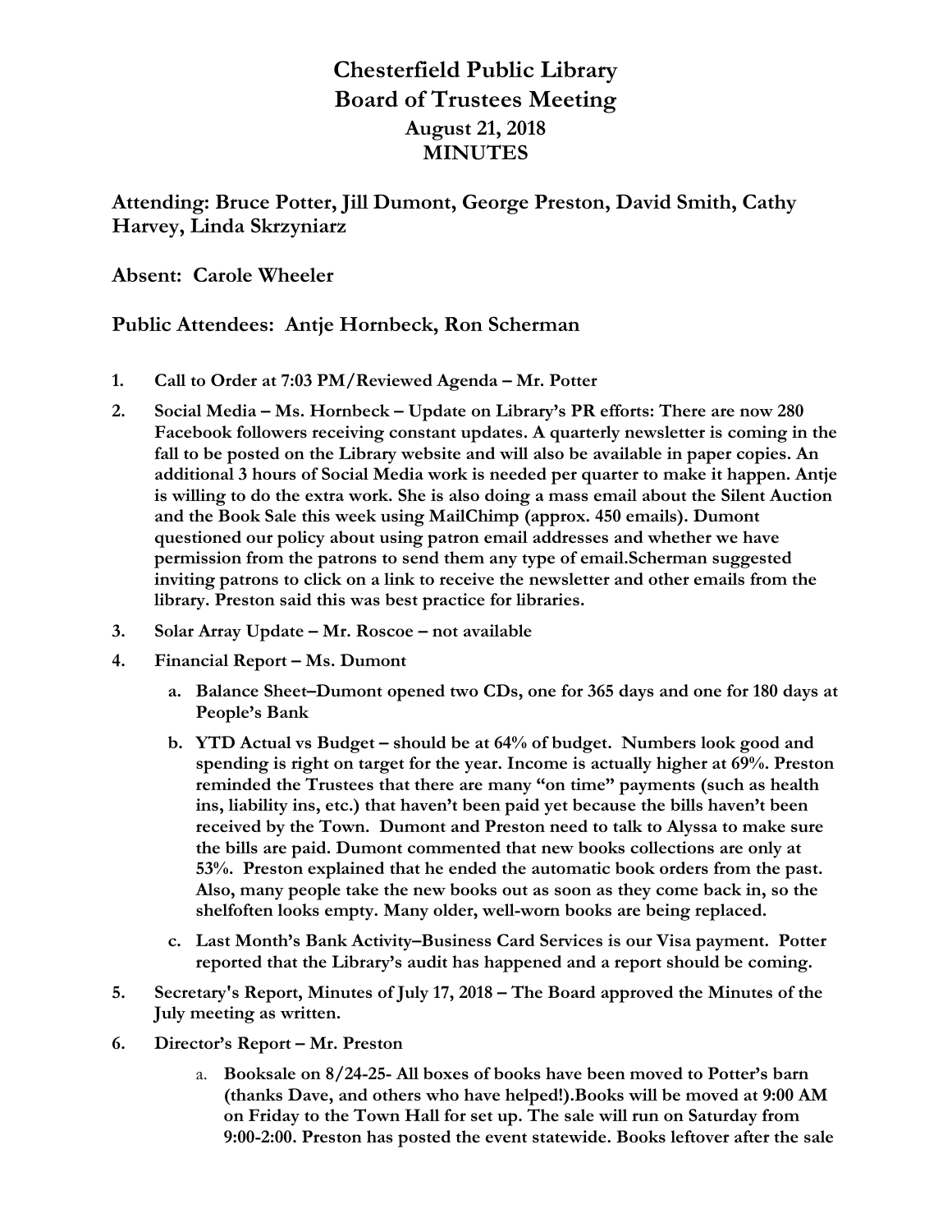# Chesterfield Public Library
# Board of Trustees Meeting
### August 21, 2018
### MINUTES

**Attending: Bruce Potter, Jill Dumont, George Preston, David Smith, Cathy Harvey, Linda Skrzyniarz**

**Absent: Carole Wheeler**

**Public Attendees: Antje Hornbeck, Ron Scherman**

1. **Call to Order at 7:03 PM/Reviewed Agenda – Mr. Potter**
2. **Social Media – Ms. Hornbeck – Update on Library's PR efforts: There are now 280 Facebook followers receiving constant updates. A quarterly newsletter is coming in the fall to be posted on the Library website and will also be available in paper copies. An additional 3 hours of Social Media work is needed per quarter to make it happen. Antje is willing to do the extra work. She is also doing a mass email about the Silent Auction and the Book Sale this week using MailChimp (approx. 450 emails). Dumont questioned our policy about using patron email addresses and whether we have permission from the patrons to send them any type of email.Scherman suggested inviting patrons to click on a link to receive the newsletter and other emails from the library. Preston said this was best practice for libraries.**
3. **Solar Array Update – Mr. Roscoe – not available**
4. **Financial Report – Ms. Dumont**
   a. **Balance Sheet–Dumont opened two CDs, one for 365 days and one for 180 days at People's Bank**
   b. **YTD Actual vs Budget – should be at 64% of budget. Numbers look good and spending is right on target for the year. Income is actually higher at 69%. Preston reminded the Trustees that there are many "on time" payments (such as health ins, liability ins, etc.) that haven't been paid yet because the bills haven't been received by the Town. Dumont and Preston need to talk to Alyssa to make sure the bills are paid. Dumont commented that new books collections are only at 53%. Preston explained that he ended the automatic book orders from the past. Also, many people take the new books out as soon as they come back in, so the shelfoften looks empty. Many older, well-worn books are being replaced.**
   c. **Last Month's Bank Activity–Business Card Services is our Visa payment. Potter reported that the Library's audit has happened and a report should be coming.**
5. **Secretary's Report, Minutes of July 17, 2018 – The Board approved the Minutes of the July meeting as written.**
6. **Director's Report – Mr. Preston**
   a. **Booksale on 8/24-25- All boxes of books have been moved to Potter's barn (thanks Dave, and others who have helped!).Books will be moved at 9:00 AM on Friday to the Town Hall for set up. The sale will run on Saturday from 9:00-2:00. Preston has posted the event statewide. Books leftover after the sale**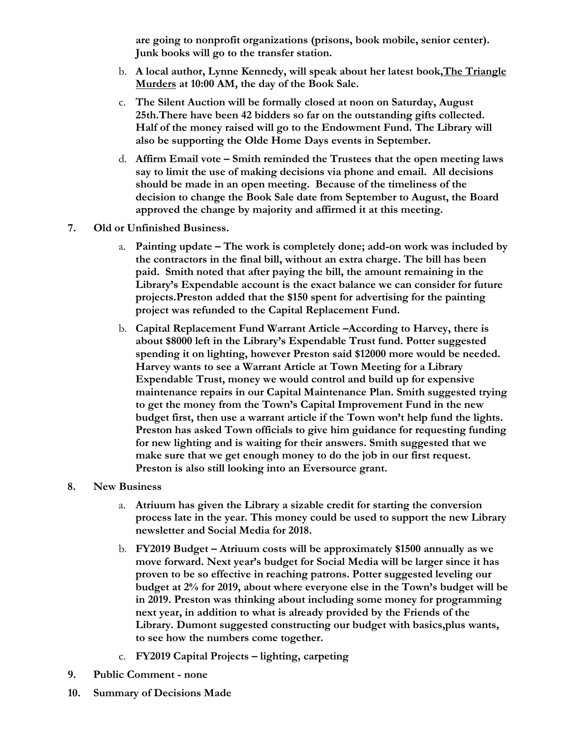**are going to nonprofit organizations (prisons, book mobile, senior center). Junk books will go to the transfer station.**

b. **A local author, Lynne Kennedy, will speak about her latest book,<u>The Triangle Murders</u> at 10:00 AM, the day of the Book Sale.**

c. **The Silent Auction will be formally closed at noon on Saturday, August 25th.There have been 42 bidders so far on the outstanding gifts collected. Half of the money raised will go to the Endowment Fund. The Library will also be supporting the Olde Home Days events in September.**

d. **Affirm Email vote – Smith reminded the Trustees that the open meeting laws say to limit the use of making decisions via phone and email. All decisions should be made in an open meeting. Because of the timeliness of the decision to change the Book Sale date from September to August, the Board approved the change by majority and affirmed it at this meeting.**

**7. Old or Unfinished Business.**

a. **Painting update – The work is completely done; add-on work was included by the contractors in the final bill, without an extra charge. The bill has been paid. Smith noted that after paying the bill, the amount remaining in the Library's Expendable account is the exact balance we can consider for future projects.Preston added that the $150 spent for advertising for the painting project was refunded to the Capital Replacement Fund.**

b. **Capital Replacement Fund Warrant Article –According to Harvey, there is about $8000 left in the Library's Expendable Trust fund. Potter suggested spending it on lighting, however Preston said $12000 more would be needed. Harvey wants to see a Warrant Article at Town Meeting for a Library Expendable Trust, money we would control and build up for expensive maintenance repairs in our Capital Maintenance Plan. Smith suggested trying to get the money from the Town's Capital Improvement Fund in the new budget first, then use a warrant article if the Town won't help fund the lights. Preston has asked Town officials to give him guidance for requesting funding for new lighting and is waiting for their answers. Smith suggested that we make sure that we get enough money to do the job in our first request. Preston is also still looking into an Eversource grant.**

**8. New Business**

a. **Atriuum has given the Library a sizable credit for starting the conversion process late in the year. This money could be used to support the new Library newsletter and Social Media for 2018.**

b. **FY2019 Budget – Atriuum costs will be approximately $1500 annually as we move forward. Next year's budget for Social Media will be larger since it has proven to be so effective in reaching patrons. Potter suggested leveling our budget at 2% for 2019, about where everyone else in the Town's budget will be in 2019. Preston was thinking about including some money for programming next year, in addition to what is already provided by the Friends of the Library. Dumont suggested constructing our budget with basics,plus wants, to see how the numbers come together.**

c. **FY2019 Capital Projects – lighting, carpeting**

**9. Public Comment - none**

**10. Summary of Decisions Made**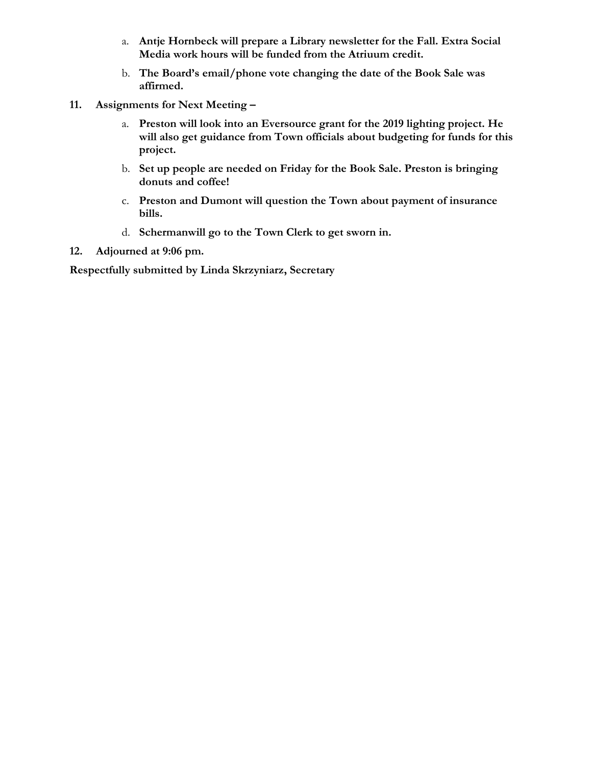a. **Antje Hornbeck will prepare a Library newsletter for the Fall. Extra Social Media work hours will be funded from the Atriuum credit.**

b. **The Board's email/phone vote changing the date of the Book Sale was affirmed.**

11. **Assignments for Next Meeting –**

    a. **Preston will look into an Eversource grant for the 2019 lighting project. He will also get guidance from Town officials about budgeting for funds for this project.**

    b. **Set up people are needed on Friday for the Book Sale. Preston is bringing donuts and coffee!**

    c. **Preston and Dumont will question the Town about payment of insurance bills.**

    d. **Schermanwill go to the Town Clerk to get sworn in.**

12. **Adjourned at 9:06 pm.**

**Respectfully submitted by Linda Skrzyniarz, Secretary**